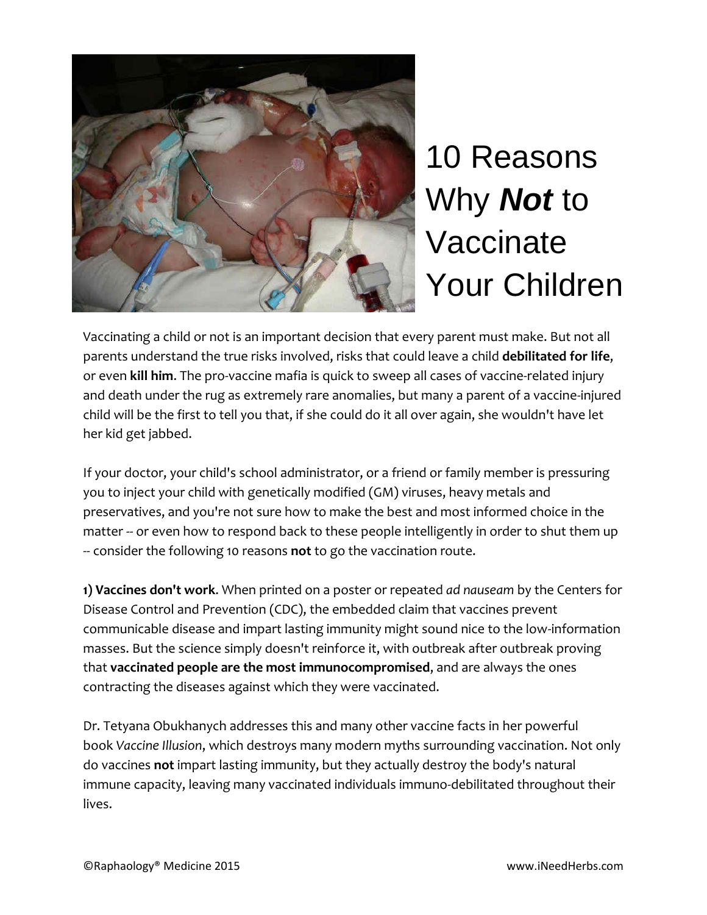# 10 Reasons Why ***Not*** to Vaccinate Your Children

Vaccinating a child or not is an important decision that every parent must make. But not all parents understand the true risks involved, risks that could leave a child **debilitated for life**, or even **kill him**. The pro-vaccine mafia is quick to sweep all cases of vaccine-related injury and death under the rug as extremely rare anomalies, but many a parent of a vaccine-injured child will be the first to tell you that, if she could do it all over again, she wouldn't have let her kid get jabbed.

If your doctor, your child's school administrator, or a friend or family member is pressuring you to inject your child with genetically modified (GM) viruses, heavy metals and preservatives, and you're not sure how to make the best and most informed choice in the matter -- or even how to respond back to these people intelligently in order to shut them up -- consider the following 10 reasons **not** to go the vaccination route.

**1) Vaccines don't work**. When printed on a poster or repeated *ad nauseam* by the Centers for Disease Control and Prevention (CDC), the embedded claim that vaccines prevent communicable disease and impart lasting immunity might sound nice to the low-information masses. But the science simply doesn't reinforce it, with outbreak after outbreak proving that **vaccinated people are the most immunocompromised**, and are always the ones contracting the diseases against which they were vaccinated.

Dr. Tetyana Obukhanych addresses this and many other vaccine facts in her powerful book *Vaccine Illusion*, which destroys many modern myths surrounding vaccination. Not only do vaccines **not** impart lasting immunity, but they actually destroy the body's natural immune capacity, leaving many vaccinated individuals immuno-debilitated throughout their lives.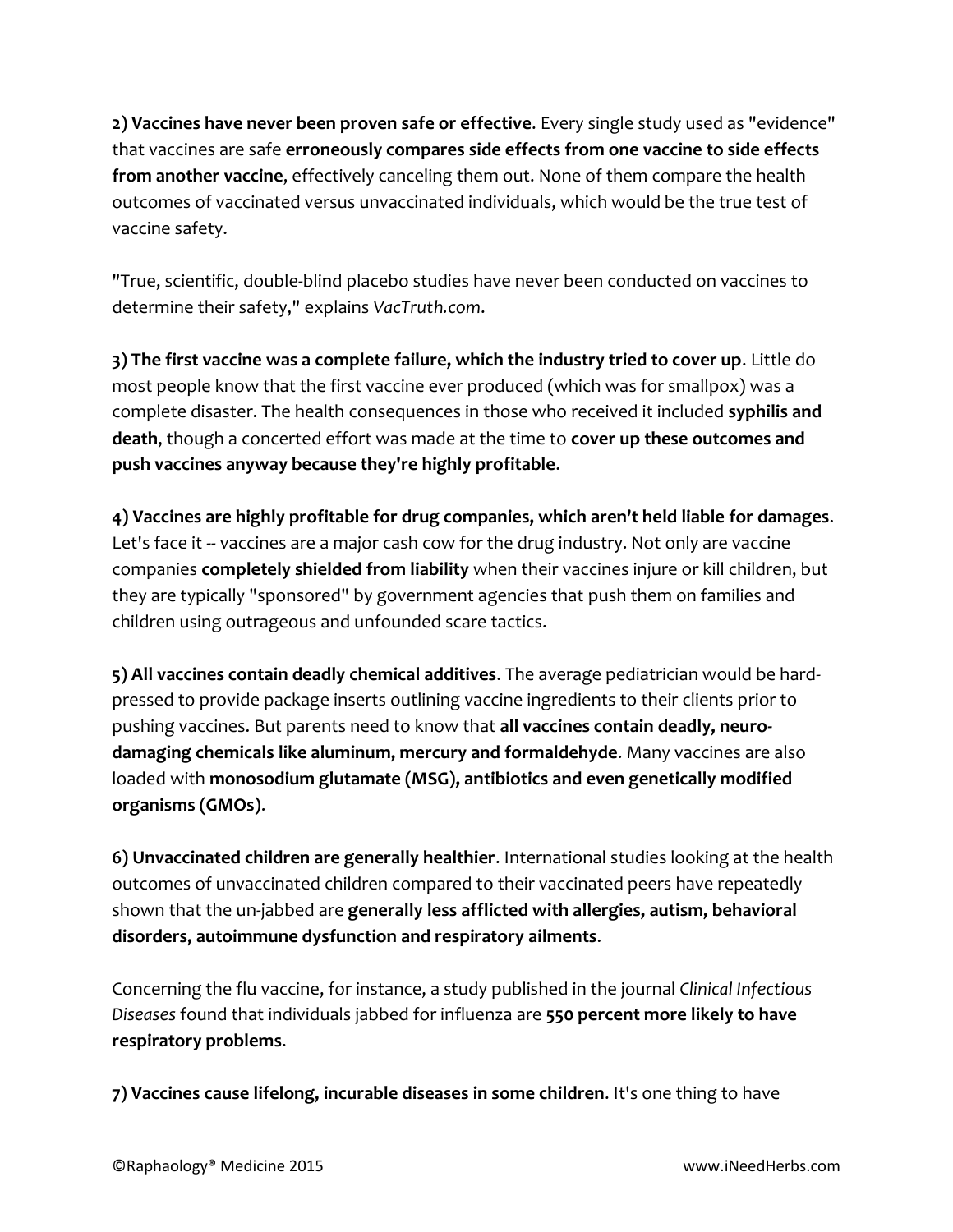**2) Vaccines have never been proven safe or effective**. Every single study used as "evidence" that vaccines are safe **erroneously compares side effects from one vaccine to side effects from another vaccine**, effectively canceling them out. None of them compare the health outcomes of vaccinated versus unvaccinated individuals, which would be the true test of vaccine safety.

"True, scientific, double-blind placebo studies have never been conducted on vaccines to determine their safety," explains *VacTruth.com*.

**3) The first vaccine was a complete failure, which the industry tried to cover up**. Little do most people know that the first vaccine ever produced (which was for smallpox) was a complete disaster. The health consequences in those who received it included **syphilis and death**, though a concerted effort was made at the time to **cover up these outcomes and push vaccines anyway because they're highly profitable**.

**4) Vaccines are highly profitable for drug companies, which aren't held liable for damages**. Let's face it -- vaccines are a major cash cow for the drug industry. Not only are vaccine companies **completely shielded from liability** when their vaccines injure or kill children, but they are typically "sponsored" by government agencies that push them on families and children using outrageous and unfounded scare tactics.

**5) All vaccines contain deadly chemical additives**. The average pediatrician would be hard-pressed to provide package inserts outlining vaccine ingredients to their clients prior to pushing vaccines. But parents need to know that **all vaccines contain deadly, neuro-damaging chemicals like aluminum, mercury and formaldehyde**. Many vaccines are also loaded with **monosodium glutamate (MSG), antibiotics and even genetically modified organisms (GMOs)**.

**6) Unvaccinated children are generally healthier**. International studies looking at the health outcomes of unvaccinated children compared to their vaccinated peers have repeatedly shown that the un-jabbed are **generally less afflicted with allergies, autism, behavioral disorders, autoimmune dysfunction and respiratory ailments**.

Concerning the flu vaccine, for instance, a study published in the journal *Clinical Infectious Diseases* found that individuals jabbed for influenza are **550 percent more likely to have respiratory problems**.

**7) Vaccines cause lifelong, incurable diseases in some children**. It's one thing to have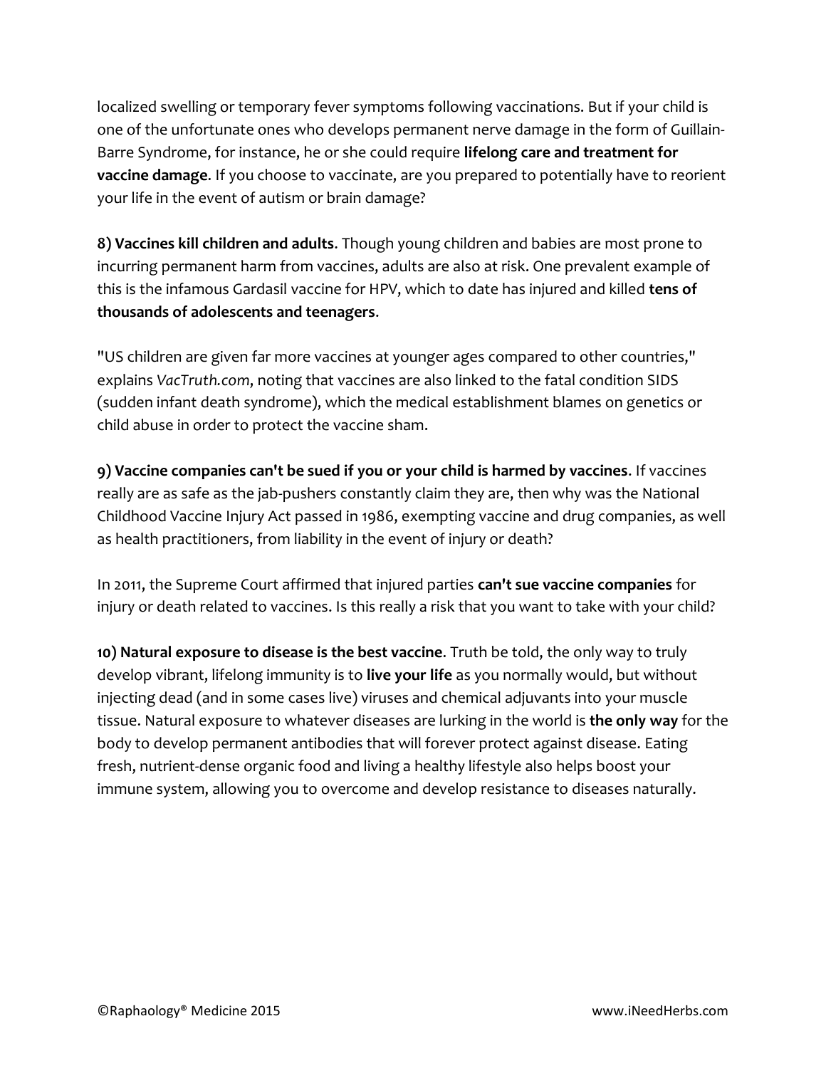localized swelling or temporary fever symptoms following vaccinations. But if your child is one of the unfortunate ones who develops permanent nerve damage in the form of Guillain-Barre Syndrome, for instance, he or she could require **lifelong care and treatment for vaccine damage**. If you choose to vaccinate, are you prepared to potentially have to reorient your life in the event of autism or brain damage?

**8) Vaccines kill children and adults**. Though young children and babies are most prone to incurring permanent harm from vaccines, adults are also at risk. One prevalent example of this is the infamous Gardasil vaccine for HPV, which to date has injured and killed **tens of thousands of adolescents and teenagers**.

"US children are given far more vaccines at younger ages compared to other countries," explains *VacTruth.com*, noting that vaccines are also linked to the fatal condition SIDS (sudden infant death syndrome), which the medical establishment blames on genetics or child abuse in order to protect the vaccine sham.

**9) Vaccine companies can't be sued if you or your child is harmed by vaccines**. If vaccines really are as safe as the jab-pushers constantly claim they are, then why was the National Childhood Vaccine Injury Act passed in 1986, exempting vaccine and drug companies, as well as health practitioners, from liability in the event of injury or death?

In 2011, the Supreme Court affirmed that injured parties **can't sue vaccine companies** for injury or death related to vaccines. Is this really a risk that you want to take with your child?

**10) Natural exposure to disease is the best vaccine**. Truth be told, the only way to truly develop vibrant, lifelong immunity is to **live your life** as you normally would, but without injecting dead (and in some cases live) viruses and chemical adjuvants into your muscle tissue. Natural exposure to whatever diseases are lurking in the world is **the only way** for the body to develop permanent antibodies that will forever protect against disease. Eating fresh, nutrient-dense organic food and living a healthy lifestyle also helps boost your immune system, allowing you to overcome and develop resistance to diseases naturally.